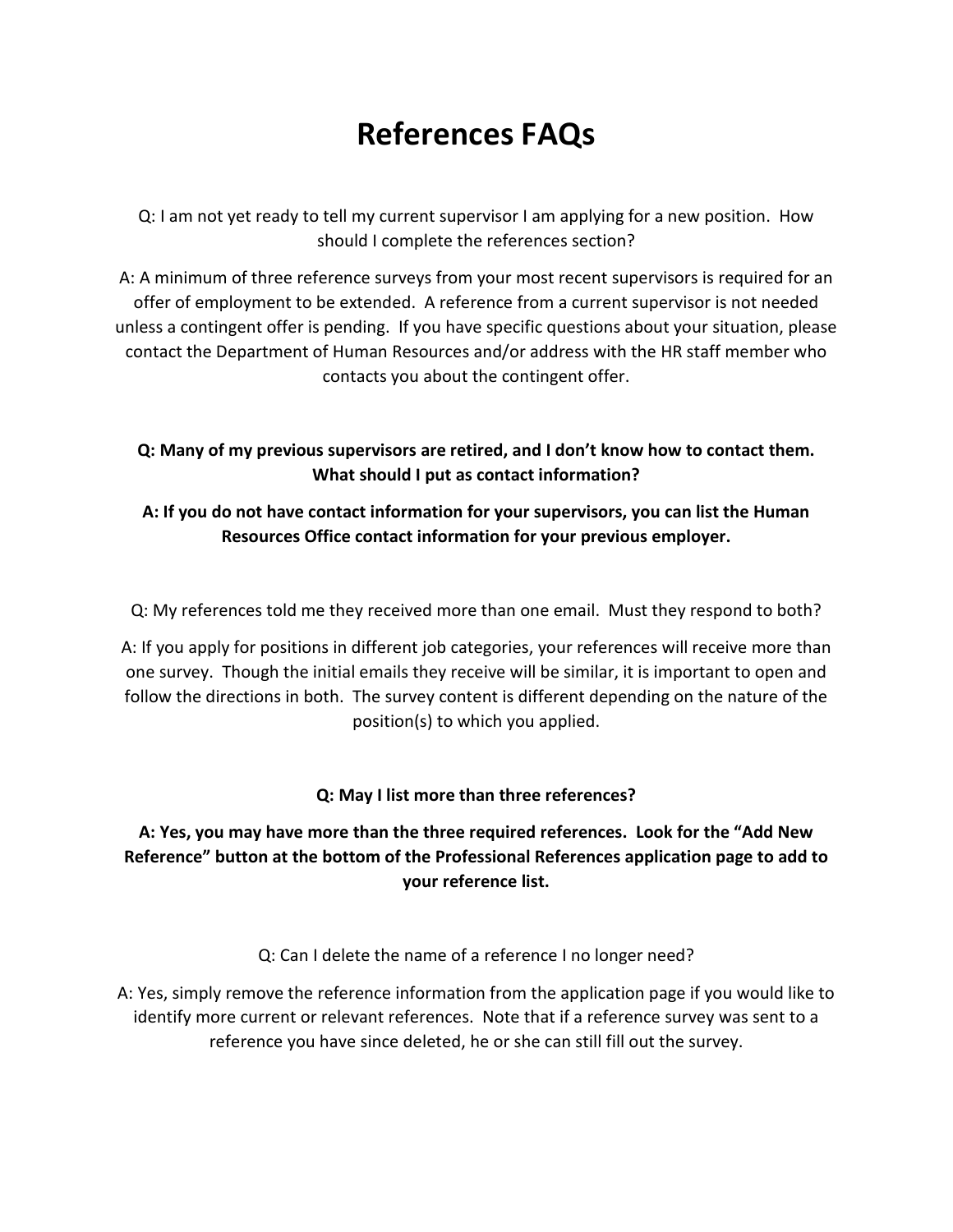# References FAQs

Q: I am not yet ready to tell my current supervisor I am applying for a new position. How should I complete the references section?

A: A minimum of three reference surveys from your most recent supervisors is required for an offer of employment to be extended. A reference from a current supervisor is not needed unless a contingent offer is pending. If you have specific questions about your situation, please contact the Department of Human Resources and/or address with the HR staff member who contacts you about the contingent offer.

**Q: Many of my previous supervisors are retired, and I don't know how to contact them. What should I put as contact information?**

**A: If you do not have contact information for your supervisors, you can list the Human Resources Office contact information for your previous employer.**

Q: My references told me they received more than one email. Must they respond to both?

A: If you apply for positions in different job categories, your references will receive more than one survey. Though the initial emails they receive will be similar, it is important to open and follow the directions in both. The survey content is different depending on the nature of the position(s) to which you applied.

**Q: May I list more than three references?**

**A: Yes, you may have more than the three required references. Look for the "Add New Reference" button at the bottom of the Professional References application page to add to your reference list.**

Q: Can I delete the name of a reference I no longer need?

A: Yes, simply remove the reference information from the application page if you would like to identify more current or relevant references. Note that if a reference survey was sent to a reference you have since deleted, he or she can still fill out the survey.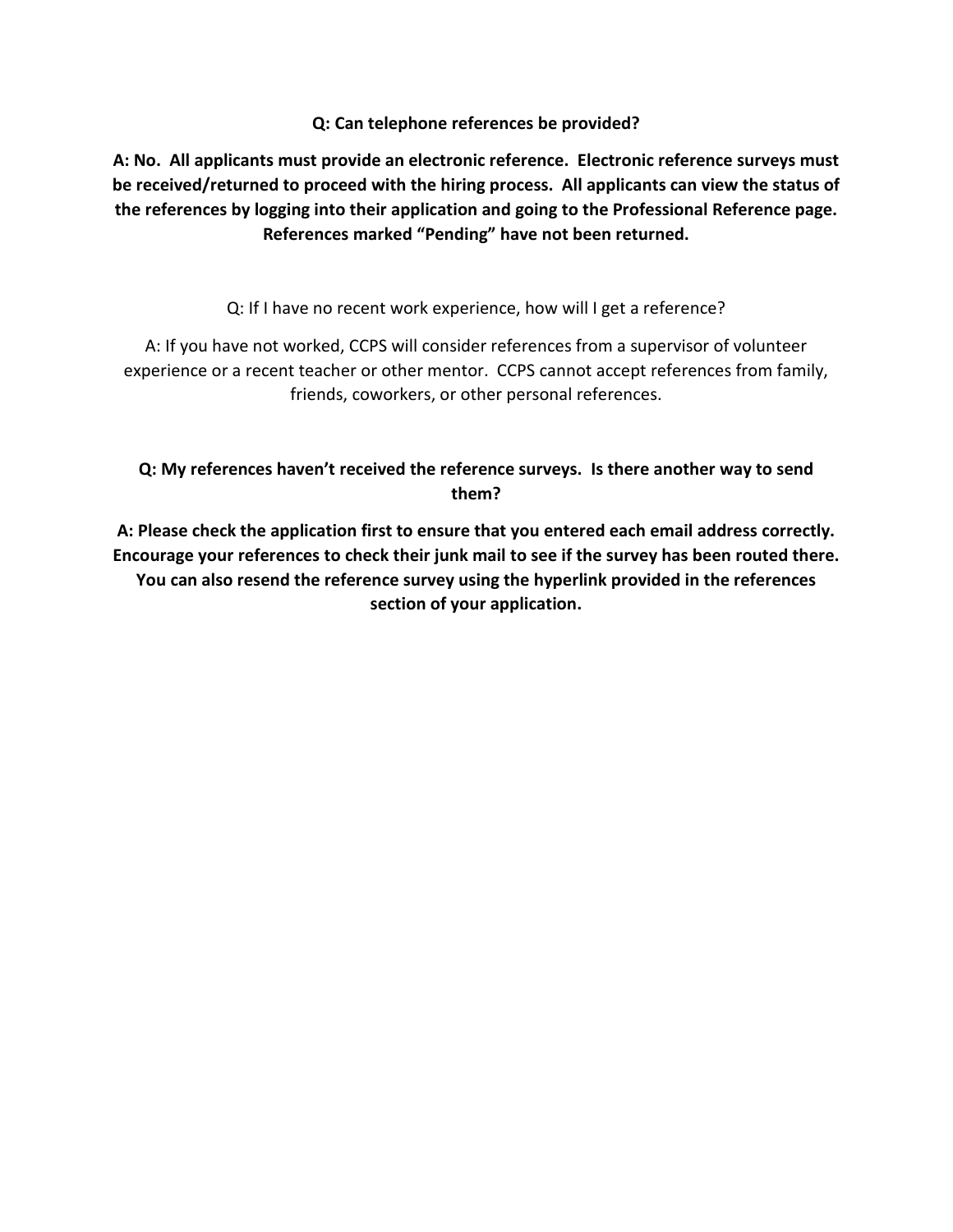**Q: Can telephone references be provided?**

**A: No. All applicants must provide an electronic reference. Electronic reference surveys must be received/returned to proceed with the hiring process. All applicants can view the status of the references by logging into their application and going to the Professional Reference page. References marked "Pending" have not been returned.**

Q: If I have no recent work experience, how will I get a reference?

A: If you have not worked, CCPS will consider references from a supervisor of volunteer experience or a recent teacher or other mentor. CCPS cannot accept references from family, friends, coworkers, or other personal references.

**Q: My references haven't received the reference surveys. Is there another way to send them?**

**A: Please check the application first to ensure that you entered each email address correctly. Encourage your references to check their junk mail to see if the survey has been routed there. You can also resend the reference survey using the hyperlink provided in the references section of your application.**